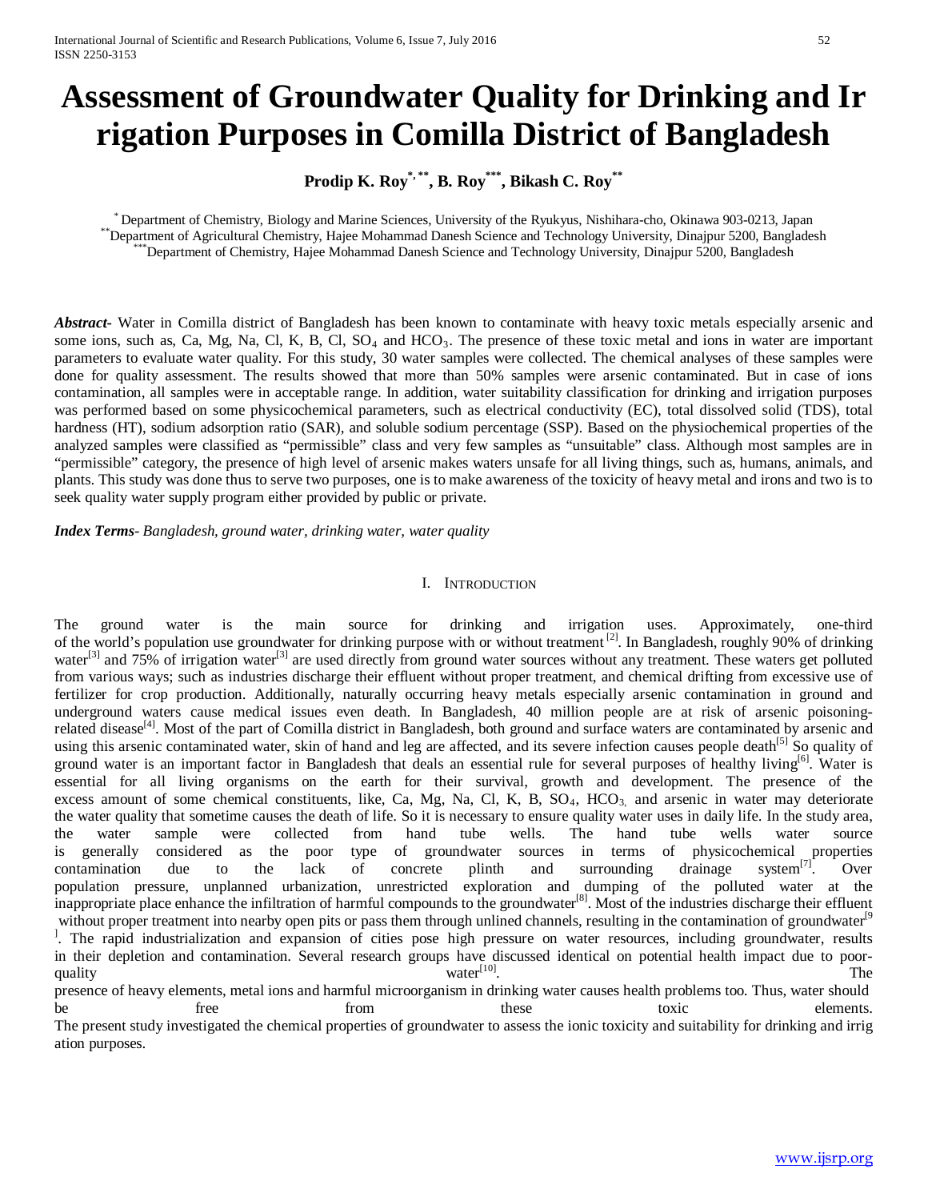# Assessment of Groundwater Quality for Drinking and Irrigation Purposes in Comilla District of Bangladesh

**Prodip K. Roy[*, **], B. Roy[***], Bikash C. Roy[**]**

[*] Department of Chemistry, Biology and Marine Sciences, University of the Ryukyus, Nishihara-cho, Okinawa 903-0213, Japan
[**] Department of Agricultural Chemistry, Hajee Mohammad Danesh Science and Technology University, Dinajpur 5200, Bangladesh
[***] Department of Chemistry, Hajee Mohammad Danesh Science and Technology University, Dinajpur 5200, Bangladesh

***Abstract***- Water in Comilla district of Bangladesh has been known to contaminate with heavy toxic metals especially arsenic and some ions, such as, Ca, Mg, Na, Cl, K, B, Cl, $SO_4$ and $HCO_3$. The presence of these toxic metal and ions in water are important parameters to evaluate water quality. For this study, 30 water samples were collected. The chemical analyses of these samples were done for quality assessment. The results showed that more than 50% samples were arsenic contaminated. But in case of ions contamination, all samples were in acceptable range. In addition, water suitability classification for drinking and irrigation purposes was performed based on some physicochemical parameters, such as electrical conductivity (EC), total dissolved solid (TDS), total hardness (HT), sodium adsorption ratio (SAR), and soluble sodium percentage (SSP). Based on the physiochemical properties of the analyzed samples were classified as "permissible" class and very few samples as "unsuitable" class. Although most samples are in "permissible" category, the presence of high level of arsenic makes waters unsafe for all living things, such as, humans, animals, and plants. This study was done thus to serve two purposes, one is to make awareness of the toxicity of heavy metal and irons and two is to seek quality water supply program either provided by public or private.

***Index Terms***- *Bangladesh, ground water, drinking water, water quality*

## I. Introduction

The ground water is the main source for drinking and irrigation uses. Approximately, one-third of the world's population use groundwater for drinking purpose with or without treatment [2]. In Bangladesh, roughly 90% of drinking water[3] and 75% of irrigation water[3] are used directly from ground water sources without any treatment. These waters get polluted from various ways; such as industries discharge their effluent without proper treatment, and chemical drifting from excessive use of fertilizer for crop production. Additionally, naturally occurring heavy metals especially arsenic contamination in ground and underground waters cause medical issues even death. In Bangladesh, 40 million people are at risk of arsenic poisoning-related disease[4]. Most of the part of Comilla district in Bangladesh, both ground and surface waters are contaminated by arsenic and using this arsenic contaminated water, skin of hand and leg are affected, and its severe infection causes people death[5] So quality of ground water is an important factor in Bangladesh that deals an essential rule for several purposes of healthy living[6]. Water is essential for all living organisms on the earth for their survival, growth and development. The presence of the excess amount of some chemical constituents, like, Ca, Mg, Na, Cl, K, B, $SO_4$, $HCO_3$, and arsenic in water may deteriorate the water quality that sometime causes the death of life. So it is necessary to ensure quality water uses in daily life. In the study area, the water sample were collected from hand tube wells. The hand tube wells water source is generally considered as the poor type of groundwater sources in terms of physicochemical properties contamination due to the lack of concrete plinth and surrounding drainage system[7]. Over population pressure, unplanned urbanization, unrestricted exploration and dumping of the polluted water at the inappropriate place enhance the infiltration of harmful compounds to the groundwater[8]. Most of the industries discharge their effluent without proper treatment into nearby open pits or pass them through unlined channels, resulting in the contamination of groundwater[9]. The rapid industrialization and expansion of cities pose high pressure on water resources, including groundwater, results in their depletion and contamination. Several research groups have discussed identical on potential health impact due to poor-quality water[10]. The presence of heavy elements, metal ions and harmful microorganism in drinking water causes health problems too. Thus, water should be free from these toxic elements. The present study investigated the chemical properties of groundwater to assess the ionic toxicity and suitability for drinking and irrigation purposes.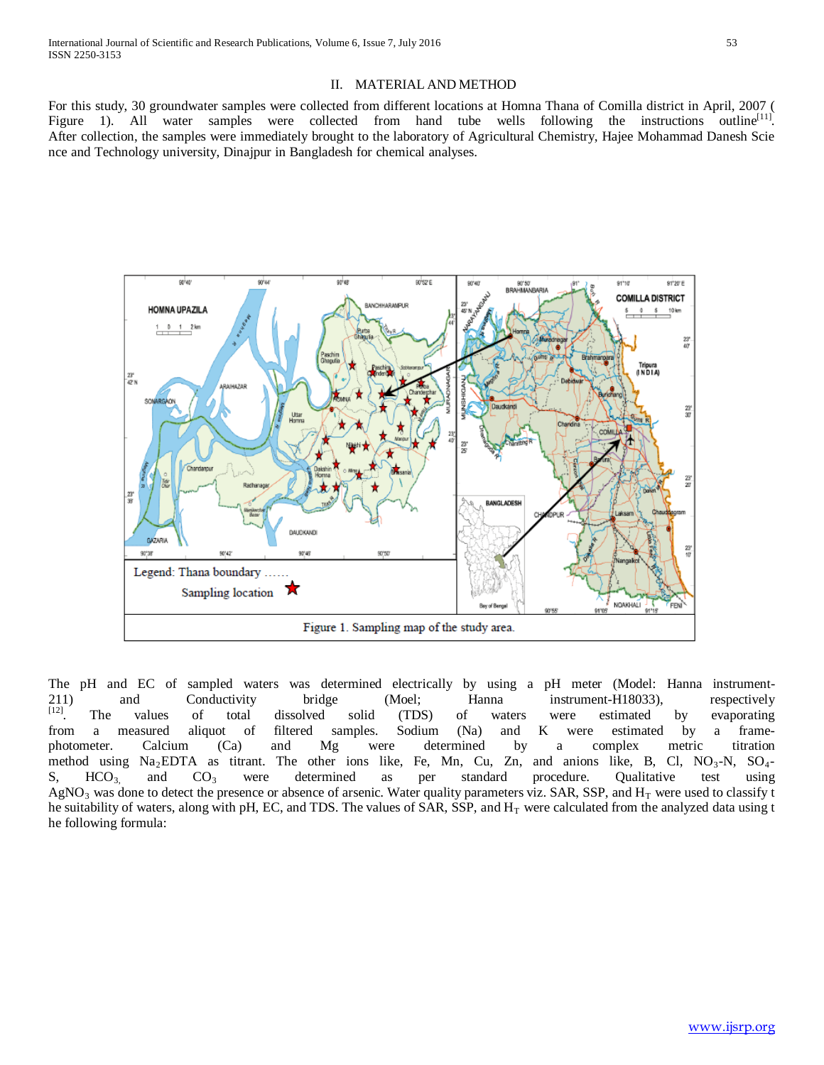## II. MATERIAL AND METHOD

For this study, 30 groundwater samples were collected from different locations at Homna Thana of Comilla district in April, 2007 ( Figure 1). All water samples were collected from hand tube wells following the instructions outline[11]. After collection, the samples were immediately brought to the laboratory of Agricultural Chemistry, Hajee Mohammad Danesh Science and Technology university, Dinajpur in Bangladesh for chemical analyses.

Figure 1. Sampling map of the study area.

The pH and EC of sampled waters was determined electrically by using a pH meter (Model: Hanna instrument-211) and Conductivity bridge (Moel; Hanna instrument-H18033), respectively [12]. The values of total dissolved solid (TDS) of waters were estimated by evaporating from a measured aliquot of filtered samples. Sodium (Na) and K were estimated by a frame-photometer. Calcium (Ca) and Mg were determined by a complex metric titration method using $Na_2EDTA$ as titrant. The other ions like, Fe, Mn, Cu, Zn, and anions like, B, Cl, $NO_3$-N, $SO_4$-S, $HCO_3$, and $CO_3$ were determined as per standard procedure. Qualitative test using $AgNO_3$ was done to detect the presence or absence of arsenic. Water quality parameters viz. SAR, SSP, and $H_T$ were used to classify the suitability of waters, along with pH, EC, and TDS. The values of SAR, SSP, and $H_T$ were calculated from the analyzed data using the following formula: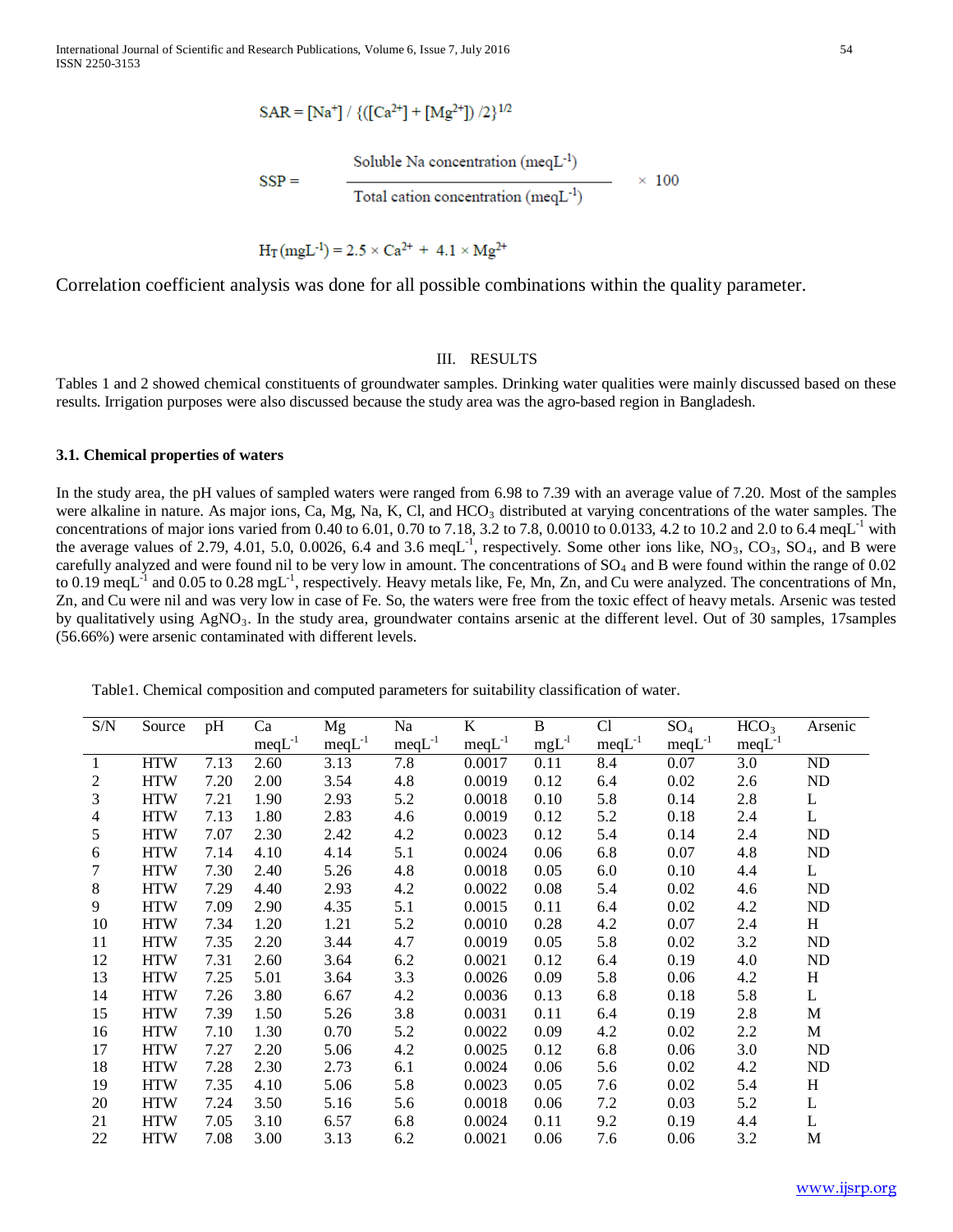$$SAR = [Na^{+}] / \{([Ca^{2+}] + [Mg^{2+}]) /2\}^{1/2}$$

$$SSP = \frac{\text{Soluble Na concentration (meqL}^{-1}\text{)}}{\text{Total cation concentration (meqL}^{-1}\text{)}} \times 100$$

$$H_T (mgL^{-1}) = 2.5 \times Ca^{2+} + 4.1 \times Mg^{2+}$$

Correlation coefficient analysis was done for all possible combinations within the quality parameter.

## III. RESULTS

Tables 1 and 2 showed chemical constituents of groundwater samples. Drinking water qualities were mainly discussed based on these results. Irrigation purposes were also discussed because the study area was the agro-based region in Bangladesh.

### 3.1. Chemical properties of waters

In the study area, the pH values of sampled waters were ranged from 6.98 to 7.39 with an average value of 7.20. Most of the samples were alkaline in nature. As major ions, Ca, Mg, Na, K, Cl, and $HCO_3$ distributed at varying concentrations of the water samples. The concentrations of major ions varied from 0.40 to 6.01, 0.70 to 7.18, 3.2 to 7.8, 0.0010 to 0.0133, 4.2 to 10.2 and 2.0 to 6.4 meqL$^{-1}$ with the average values of 2.79, 4.01, 5.0, 0.0026, 6.4 and 3.6 meqL$^{-1}$, respectively. Some other ions like, $NO_3$, $CO_3$, $SO_4$, and B were carefully analyzed and were found nil to be very low in amount. The concentrations of $SO_4$ and B were found within the range of 0.02 to 0.19 meqL$^{-1}$ and 0.05 to 0.28 mgL$^{-1}$, respectively. Heavy metals like, Fe, Mn, Zn, and Cu were analyzed. The concentrations of Mn, Zn, and Cu were nil and was very low in case of Fe. So, the waters were free from the toxic effect of heavy metals. Arsenic was tested by qualitatively using $AgNO_3$. In the study area, groundwater contains arsenic at the different level. Out of 30 samples, 17samples (56.66%) were arsenic contaminated with different levels.

Table1. Chemical composition and computed parameters for suitability classification of water.

| S/N | Source | pH | Ca meqL$^{-1}$ | Mg meqL$^{-1}$ | Na meqL$^{-1}$ | K meqL$^{-1}$ | B mgL$^{-1}$ | Cl meqL$^{-1}$ | $SO_4$ meqL$^{-1}$ | $HCO_3$ meqL$^{-1}$ | Arsenic |
|---|---|---|---|---|---|---|---|---|---|---|---|
| 1 | HTW | 7.13 | 2.60 | 3.13 | 7.8 | 0.0017 | 0.11 | 8.4 | 0.07 | 3.0 | ND |
| 2 | HTW | 7.20 | 2.00 | 3.54 | 4.8 | 0.0019 | 0.12 | 6.4 | 0.02 | 2.6 | ND |
| 3 | HTW | 7.21 | 1.90 | 2.93 | 5.2 | 0.0018 | 0.10 | 5.8 | 0.14 | 2.8 | L |
| 4 | HTW | 7.13 | 1.80 | 2.83 | 4.6 | 0.0019 | 0.12 | 5.2 | 0.18 | 2.4 | L |
| 5 | HTW | 7.07 | 2.30 | 2.42 | 4.2 | 0.0023 | 0.12 | 5.4 | 0.14 | 2.4 | ND |
| 6 | HTW | 7.14 | 4.10 | 4.14 | 5.1 | 0.0024 | 0.06 | 6.8 | 0.07 | 4.8 | ND |
| 7 | HTW | 7.30 | 2.40 | 5.26 | 4.8 | 0.0018 | 0.05 | 6.0 | 0.10 | 4.4 | L |
| 8 | HTW | 7.29 | 4.40 | 2.93 | 4.2 | 0.0022 | 0.08 | 5.4 | 0.02 | 4.6 | ND |
| 9 | HTW | 7.09 | 2.90 | 4.35 | 5.1 | 0.0015 | 0.11 | 6.4 | 0.02 | 4.2 | ND |
| 10 | HTW | 7.34 | 1.20 | 1.21 | 5.2 | 0.0010 | 0.28 | 4.2 | 0.07 | 2.4 | H |
| 11 | HTW | 7.35 | 2.20 | 3.44 | 4.7 | 0.0019 | 0.05 | 5.8 | 0.02 | 3.2 | ND |
| 12 | HTW | 7.31 | 2.60 | 3.64 | 6.2 | 0.0021 | 0.12 | 6.4 | 0.19 | 4.0 | ND |
| 13 | HTW | 7.25 | 5.01 | 3.64 | 3.3 | 0.0026 | 0.09 | 5.8 | 0.06 | 4.2 | H |
| 14 | HTW | 7.26 | 3.80 | 6.67 | 4.2 | 0.0036 | 0.13 | 6.8 | 0.18 | 5.8 | L |
| 15 | HTW | 7.39 | 1.50 | 5.26 | 3.8 | 0.0031 | 0.11 | 6.4 | 0.19 | 2.8 | M |
| 16 | HTW | 7.10 | 1.30 | 0.70 | 5.2 | 0.0022 | 0.09 | 4.2 | 0.02 | 2.2 | M |
| 17 | HTW | 7.27 | 2.20 | 5.06 | 4.2 | 0.0025 | 0.12 | 6.8 | 0.06 | 3.0 | ND |
| 18 | HTW | 7.28 | 2.30 | 2.73 | 6.1 | 0.0024 | 0.06 | 5.6 | 0.02 | 4.2 | ND |
| 19 | HTW | 7.35 | 4.10 | 5.06 | 5.8 | 0.0023 | 0.05 | 7.6 | 0.02 | 5.4 | H |
| 20 | HTW | 7.24 | 3.50 | 5.16 | 5.6 | 0.0018 | 0.06 | 7.2 | 0.03 | 5.2 | L |
| 21 | HTW | 7.05 | 3.10 | 6.57 | 6.8 | 0.0024 | 0.11 | 9.2 | 0.19 | 4.4 | L |
| 22 | HTW | 7.08 | 3.00 | 3.13 | 6.2 | 0.0021 | 0.06 | 7.6 | 0.06 | 3.2 | M |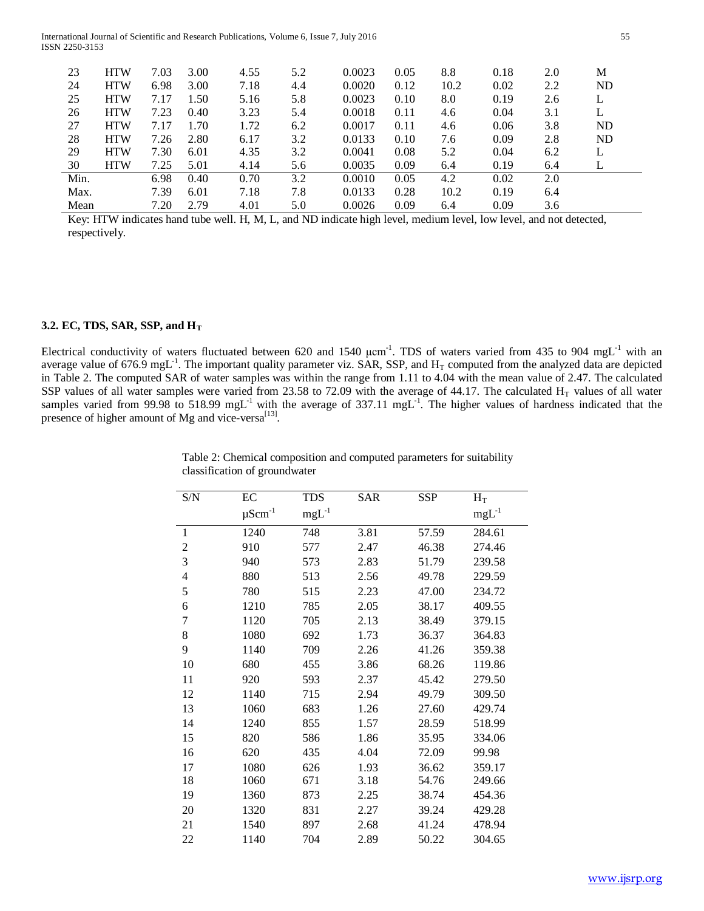| 23 | HTW | 7.03 | 3.00 | 4.55 | 5.2 | 0.0023 | 0.05 | 8.8 | 0.18 | 2.0 | M |
|---|---|---|---|---|---|---|---|---|---|---|---|
| 24 | HTW | 6.98 | 3.00 | 7.18 | 4.4 | 0.0020 | 0.12 | 10.2 | 0.02 | 2.2 | ND |
| 25 | HTW | 7.17 | 1.50 | 5.16 | 5.8 | 0.0023 | 0.10 | 8.0 | 0.19 | 2.6 | L |
| 26 | HTW | 7.23 | 0.40 | 3.23 | 5.4 | 0.0018 | 0.11 | 4.6 | 0.04 | 3.1 | L |
| 27 | HTW | 7.17 | 1.70 | 1.72 | 6.2 | 0.0017 | 0.11 | 4.6 | 0.06 | 3.8 | ND |
| 28 | HTW | 7.26 | 2.80 | 6.17 | 3.2 | 0.0133 | 0.10 | 7.6 | 0.09 | 2.8 | ND |
| 29 | HTW | 7.30 | 6.01 | 4.35 | 3.2 | 0.0041 | 0.08 | 5.2 | 0.04 | 6.2 | L |
| 30 | HTW | 7.25 | 5.01 | 4.14 | 5.6 | 0.0035 | 0.09 | 6.4 | 0.19 | 6.4 | L |
| Min. | | 6.98 | 0.40 | 0.70 | 3.2 | 0.0010 | 0.05 | 4.2 | 0.02 | 2.0 | |
| Max. | | 7.39 | 6.01 | 7.18 | 7.8 | 0.0133 | 0.28 | 10.2 | 0.19 | 6.4 | |
| Mean | | 7.20 | 2.79 | 4.01 | 5.0 | 0.0026 | 0.09 | 6.4 | 0.09 | 3.6 | |

Key: HTW indicates hand tube well. H, M, L, and ND indicate high level, medium level, low level, and not detected, respectively.

### 3.2. EC, TDS, SAR, SSP, and $H_T$

Electrical conductivity of waters fluctuated between 620 and 1540 μcm$^{-1}$. TDS of waters varied from 435 to 904 mgL$^{-1}$ with an average value of 676.9 mgL$^{-1}$. The important quality parameter viz. SAR, SSP, and $H_T$ computed from the analyzed data are depicted in Table 2. The computed SAR of water samples was within the range from 1.11 to 4.04 with the mean value of 2.47. The calculated SSP values of all water samples were varied from 23.58 to 72.09 with the average of 44.17. The calculated $H_T$ values of all water samples varied from 99.98 to 518.99 mgL$^{-1}$ with the average of 337.11 mgL$^{-1}$. The higher values of hardness indicated that the presence of higher amount of Mg and vice-versa[13].

Table 2: Chemical composition and computed parameters for suitability classification of groundwater

| S/N | EC μScm$^{-1}$ | TDS mgL$^{-1}$ | SAR | SSP | $H_T$ mgL$^{-1}$ |
|---|---|---|---|---|---|
| 1 | 1240 | 748 | 3.81 | 57.59 | 284.61 |
| 2 | 910 | 577 | 2.47 | 46.38 | 274.46 |
| 3 | 940 | 573 | 2.83 | 51.79 | 239.58 |
| 4 | 880 | 513 | 2.56 | 49.78 | 229.59 |
| 5 | 780 | 515 | 2.23 | 47.00 | 234.72 |
| 6 | 1210 | 785 | 2.05 | 38.17 | 409.55 |
| 7 | 1120 | 705 | 2.13 | 38.49 | 379.15 |
| 8 | 1080 | 692 | 1.73 | 36.37 | 364.83 |
| 9 | 1140 | 709 | 2.26 | 41.26 | 359.38 |
| 10 | 680 | 455 | 3.86 | 68.26 | 119.86 |
| 11 | 920 | 593 | 2.37 | 45.42 | 279.50 |
| 12 | 1140 | 715 | 2.94 | 49.79 | 309.50 |
| 13 | 1060 | 683 | 1.26 | 27.60 | 429.74 |
| 14 | 1240 | 855 | 1.57 | 28.59 | 518.99 |
| 15 | 820 | 586 | 1.86 | 35.95 | 334.06 |
| 16 | 620 | 435 | 4.04 | 72.09 | 99.98 |
| 17 | 1080 | 626 | 1.93 | 36.62 | 359.17 |
| 18 | 1060 | 671 | 3.18 | 54.76 | 249.66 |
| 19 | 1360 | 873 | 2.25 | 38.74 | 454.36 |
| 20 | 1320 | 831 | 2.27 | 39.24 | 429.28 |
| 21 | 1540 | 897 | 2.68 | 41.24 | 478.94 |
| 22 | 1140 | 704 | 2.89 | 50.22 | 304.65 |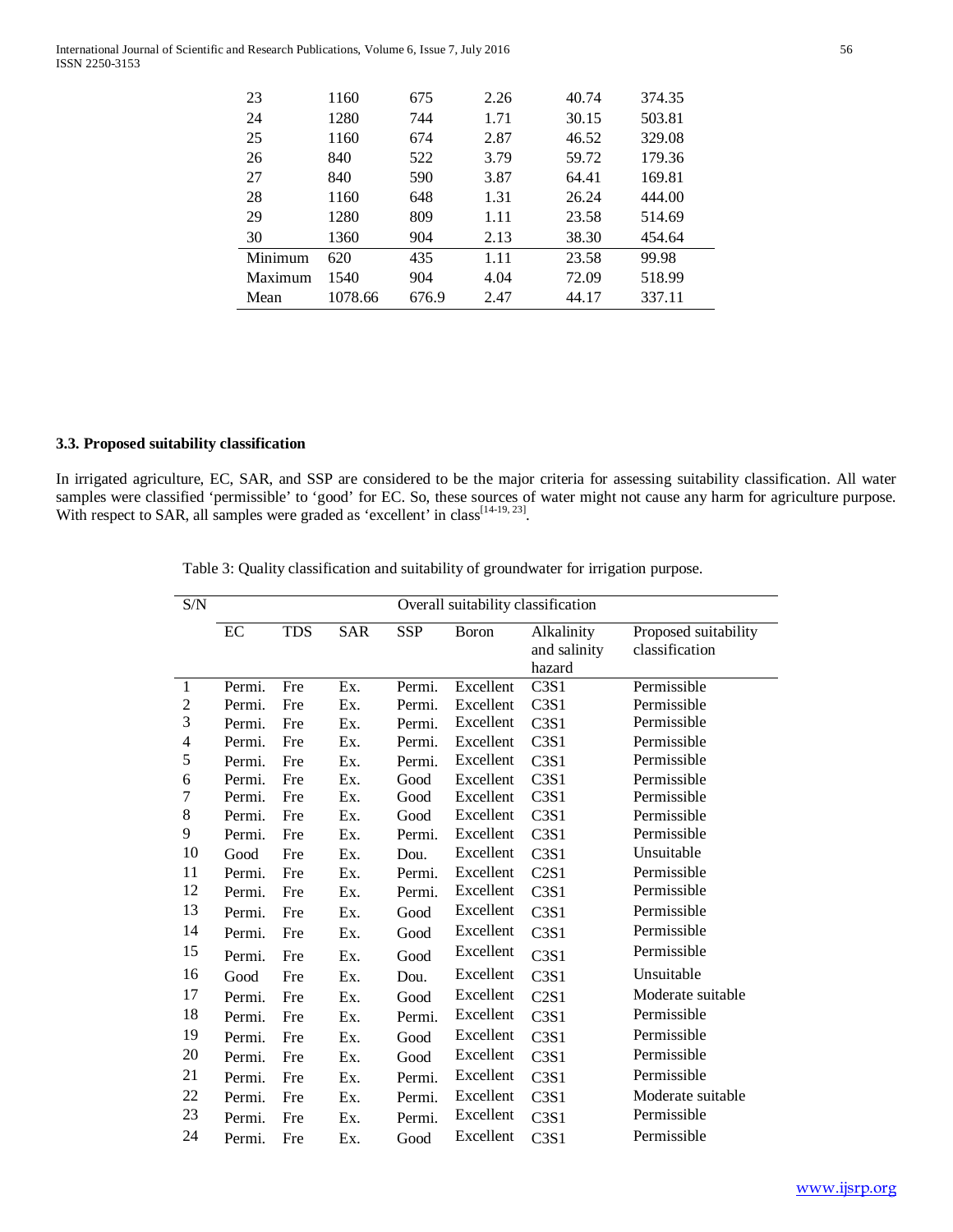| 23 | 1160 | 675 | 2.26 | 40.74 | 374.35 |
|---|---|---|---|---|---|
| 24 | 1280 | 744 | 1.71 | 30.15 | 503.81 |
| 25 | 1160 | 674 | 2.87 | 46.52 | 329.08 |
| 26 | 840 | 522 | 3.79 | 59.72 | 179.36 |
| 27 | 840 | 590 | 3.87 | 64.41 | 169.81 |
| 28 | 1160 | 648 | 1.31 | 26.24 | 444.00 |
| 29 | 1280 | 809 | 1.11 | 23.58 | 514.69 |
| 30 | 1360 | 904 | 2.13 | 38.30 | 454.64 |
| Minimum | 620 | 435 | 1.11 | 23.58 | 99.98 |
| Maximum | 1540 | 904 | 4.04 | 72.09 | 518.99 |
| Mean | 1078.66 | 676.9 | 2.47 | 44.17 | 337.11 |

### 3.3. Proposed suitability classification

In irrigated agriculture, EC, SAR, and SSP are considered to be the major criteria for assessing suitability classification. All water samples were classified 'permissible' to 'good' for EC. So, these sources of water might not cause any harm for agriculture purpose. With respect to SAR, all samples were graded as 'excellent' in class[14-19, 23].

Table 3: Quality classification and suitability of groundwater for irrigation purpose.

| S/N | Overall suitability classification | | | | | | |
|---|---|---|---|---|---|---|---|
| | EC | TDS | SAR | SSP | Boron | Alkalinity and salinity hazard | Proposed suitability classification |
| 1 | Permi. | Fre | Ex. | Permi. | Excellent | C3S1 | Permissible |
| 2 | Permi. | Fre | Ex. | Permi. | Excellent | C3S1 | Permissible |
| 3 | Permi. | Fre | Ex. | Permi. | Excellent | C3S1 | Permissible |
| 4 | Permi. | Fre | Ex. | Permi. | Excellent | C3S1 | Permissible |
| 5 | Permi. | Fre | Ex. | Permi. | Excellent | C3S1 | Permissible |
| 6 | Permi. | Fre | Ex. | Good | Excellent | C3S1 | Permissible |
| 7 | Permi. | Fre | Ex. | Good | Excellent | C3S1 | Permissible |
| 8 | Permi. | Fre | Ex. | Good | Excellent | C3S1 | Permissible |
| 9 | Permi. | Fre | Ex. | Permi. | Excellent | C3S1 | Permissible |
| 10 | Good | Fre | Ex. | Dou. | Excellent | C3S1 | Unsuitable |
| 11 | Permi. | Fre | Ex. | Permi. | Excellent | C2S1 | Permissible |
| 12 | Permi. | Fre | Ex. | Permi. | Excellent | C3S1 | Permissible |
| 13 | Permi. | Fre | Ex. | Good | Excellent | C3S1 | Permissible |
| 14 | Permi. | Fre | Ex. | Good | Excellent | C3S1 | Permissible |
| 15 | Permi. | Fre | Ex. | Good | Excellent | C3S1 | Permissible |
| 16 | Good | Fre | Ex. | Dou. | Excellent | C3S1 | Unsuitable |
| 17 | Permi. | Fre | Ex. | Good | Excellent | C2S1 | Moderate suitable |
| 18 | Permi. | Fre | Ex. | Permi. | Excellent | C3S1 | Permissible |
| 19 | Permi. | Fre | Ex. | Good | Excellent | C3S1 | Permissible |
| 20 | Permi. | Fre | Ex. | Good | Excellent | C3S1 | Permissible |
| 21 | Permi. | Fre | Ex. | Permi. | Excellent | C3S1 | Permissible |
| 22 | Permi. | Fre | Ex. | Permi. | Excellent | C3S1 | Moderate suitable |
| 23 | Permi. | Fre | Ex. | Permi. | Excellent | C3S1 | Permissible |
| 24 | Permi. | Fre | Ex. | Good | Excellent | C3S1 | Permissible |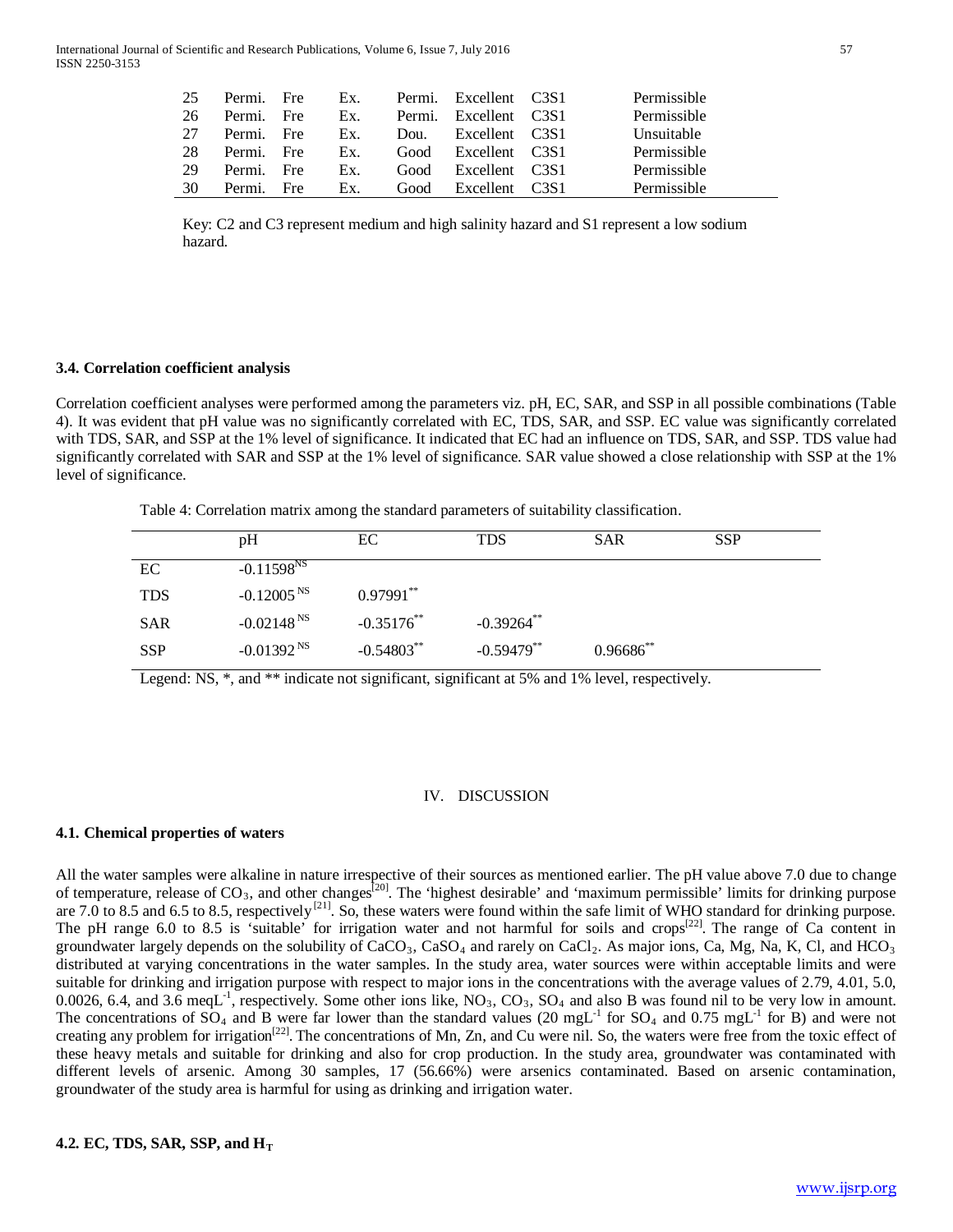| 25 | Permi. | Fre | Ex. | Permi. | Excellent | C3S1 | Permissible |
|---|---|---|---|---|---|---|---|
| 26 | Permi. | Fre | Ex. | Permi. | Excellent | C3S1 | Permissible |
| 27 | Permi. | Fre | Ex. | Dou. | Excellent | C3S1 | Unsuitable |
| 28 | Permi. | Fre | Ex. | Good | Excellent | C3S1 | Permissible |
| 29 | Permi. | Fre | Ex. | Good | Excellent | C3S1 | Permissible |
| 30 | Permi. | Fre | Ex. | Good | Excellent | C3S1 | Permissible |

Key: C2 and C3 represent medium and high salinity hazard and S1 represent a low sodium hazard.

### 3.4. Correlation coefficient analysis

Correlation coefficient analyses were performed among the parameters viz. pH, EC, SAR, and SSP in all possible combinations (Table 4). It was evident that pH value was no significantly correlated with EC, TDS, SAR, and SSP. EC value was significantly correlated with TDS, SAR, and SSP at the 1% level of significance. It indicated that EC had an influence on TDS, SAR, and SSP. TDS value had significantly correlated with SAR and SSP at the 1% level of significance. SAR value showed a close relationship with SSP at the 1% level of significance.

Table 4: Correlation matrix among the standard parameters of suitability classification.

| | pH | EC | TDS | SAR | SSP |
|---|---|---|---|---|---|
| EC | $-0.11598^{NS}$ | | | | |
| TDS | $-0.12005^{NS}$ | $0.97991^{**}$ | | | |
| SAR | $-0.02148^{NS}$ | $-0.35176^{**}$ | $-0.39264^{**}$ | | |
| SSP | $-0.01392^{NS}$ | $-0.54803^{**}$ | $-0.59479^{**}$ | $0.96686^{**}$ | |

Legend: NS, *, and ** indicate not significant, significant at 5% and 1% level, respectively.

## IV. DISCUSSION

### 4.1. Chemical properties of waters

All the water samples were alkaline in nature irrespective of their sources as mentioned earlier. The pH value above 7.0 due to change of temperature, release of $CO_3$, and other changes[20]. The 'highest desirable' and 'maximum permissible' limits for drinking purpose are 7.0 to 8.5 and 6.5 to 8.5, respectively[21]. So, these waters were found within the safe limit of WHO standard for drinking purpose. The pH range 6.0 to 8.5 is 'suitable' for irrigation water and not harmful for soils and crops[22]. The range of Ca content in groundwater largely depends on the solubility of $CaCO_3$, $CaSO_4$ and rarely on $CaCl_2$. As major ions, Ca, Mg, Na, K, Cl, and $HCO_3$ distributed at varying concentrations in the water samples. In the study area, water sources were within acceptable limits and were suitable for drinking and irrigation purpose with respect to major ions in the concentrations with the average values of 2.79, 4.01, 5.0, 0.0026, 6.4, and 3.6 meq$L^{-1}$, respectively. Some other ions like, $NO_3$, $CO_3$, $SO_4$ and also B was found nil to be very low in amount. The concentrations of $SO_4$ and B were far lower than the standard values (20 mg$L^{-1}$ for $SO_4$ and 0.75 mg$L^{-1}$ for B) and were not creating any problem for irrigation[22]. The concentrations of Mn, Zn, and Cu were nil. So, the waters were free from the toxic effect of these heavy metals and suitable for drinking and also for crop production. In the study area, groundwater was contaminated with different levels of arsenic. Among 30 samples, 17 (56.66%) were arsenics contaminated. Based on arsenic contamination, groundwater of the study area is harmful for using as drinking and irrigation water.

### 4.2. EC, TDS, SAR, SSP, and $H_T$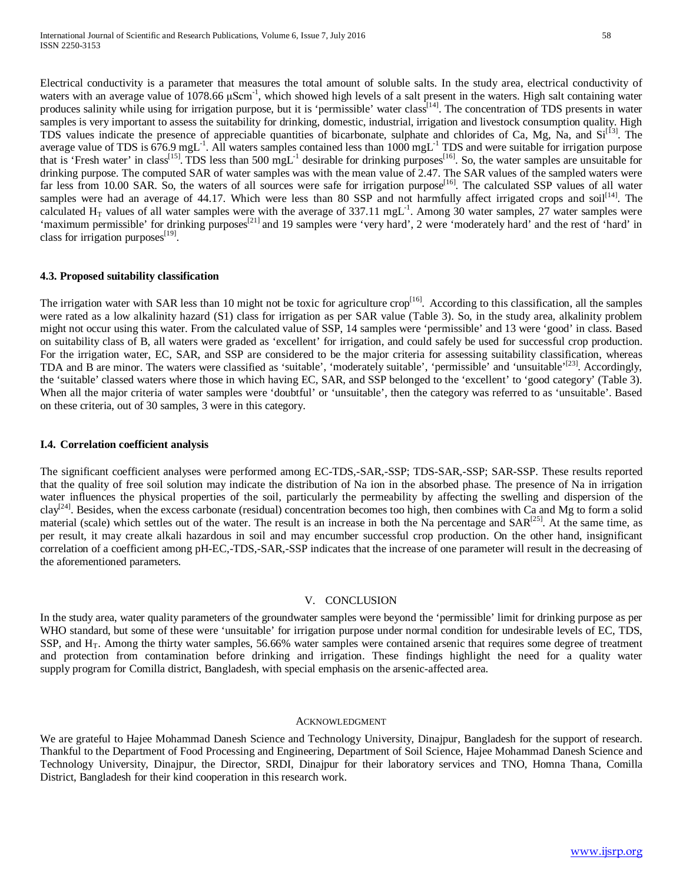Electrical conductivity is a parameter that measures the total amount of soluble salts. In the study area, electrical conductivity of waters with an average value of 1078.66 μScm$^{-1}$, which showed high levels of a salt present in the waters. High salt containing water produces salinity while using for irrigation purpose, but it is 'permissible' water class[14]. The concentration of TDS presents in water samples is very important to assess the suitability for drinking, domestic, industrial, irrigation and livestock consumption quality. High TDS values indicate the presence of appreciable quantities of bicarbonate, sulphate and chlorides of Ca, Mg, Na, and Si[13]. The average value of TDS is 676.9 mgL$^{-1}$. All waters samples contained less than 1000 mgL$^{-1}$ TDS and were suitable for irrigation purpose that is 'Fresh water' in class[15]. TDS less than 500 mgL$^{-1}$ desirable for drinking purposes[16]. So, the water samples are unsuitable for drinking purpose. The computed SAR of water samples was with the mean value of 2.47. The SAR values of the sampled waters were far less from 10.00 SAR. So, the waters of all sources were safe for irrigation purpose[16]. The calculated SSP values of all water samples were had an average of 44.17. Which were less than 80 SSP and not harmfully affect irrigated crops and soil[14]. The calculated $H_T$ values of all water samples were with the average of 337.11 mgL$^{-1}$. Among 30 water samples, 27 water samples were 'maximum permissible' for drinking purposes[21] and 19 samples were 'very hard', 2 were 'moderately hard' and the rest of 'hard' in class for irrigation purposes[19].

### 4.3. Proposed suitability classification

The irrigation water with SAR less than 10 might not be toxic for agriculture crop[16]. According to this classification, all the samples were rated as a low alkalinity hazard (S1) class for irrigation as per SAR value (Table 3). So, in the study area, alkalinity problem might not occur using this water. From the calculated value of SSP, 14 samples were 'permissible' and 13 were 'good' in class. Based on suitability class of B, all waters were graded as 'excellent' for irrigation, and could safely be used for successful crop production. For the irrigation water, EC, SAR, and SSP are considered to be the major criteria for assessing suitability classification, whereas TDA and B are minor. The waters were classified as 'suitable', 'moderately suitable', 'permissible' and 'unsuitable'[23]. Accordingly, the 'suitable' classed waters where those in which having EC, SAR, and SSP belonged to the 'excellent' to 'good category' (Table 3). When all the major criteria of water samples were 'doubtful' or 'unsuitable', then the category was referred to as 'unsuitable'. Based on these criteria, out of 30 samples, 3 were in this category.

### I.4. Correlation coefficient analysis

The significant coefficient analyses were performed among EC-TDS,-SAR,-SSP; TDS-SAR,-SSP; SAR-SSP. These results reported that the quality of free soil solution may indicate the distribution of Na ion in the absorbed phase. The presence of Na in irrigation water influences the physical properties of the soil, particularly the permeability by affecting the swelling and dispersion of the clay[24]. Besides, when the excess carbonate (residual) concentration becomes too high, then combines with Ca and Mg to form a solid material (scale) which settles out of the water. The result is an increase in both the Na percentage and SAR[25]. At the same time, as per result, it may create alkali hazardous in soil and may encumber successful crop production. On the other hand, insignificant correlation of a coefficient among pH-EC,-TDS,-SAR,-SSP indicates that the increase of one parameter will result in the decreasing of the aforementioned parameters.

## V. CONCLUSION

In the study area, water quality parameters of the groundwater samples were beyond the 'permissible' limit for drinking purpose as per WHO standard, but some of these were 'unsuitable' for irrigation purpose under normal condition for undesirable levels of EC, TDS, SSP, and $H_T$. Among the thirty water samples, 56.66% water samples were contained arsenic that requires some degree of treatment and protection from contamination before drinking and irrigation. These findings highlight the need for a quality water supply program for Comilla district, Bangladesh, with special emphasis on the arsenic-affected area.

## ACKNOWLEDGMENT

We are grateful to Hajee Mohammad Danesh Science and Technology University, Dinajpur, Bangladesh for the support of research. Thankful to the Department of Food Processing and Engineering, Department of Soil Science, Hajee Mohammad Danesh Science and Technology University, Dinajpur, the Director, SRDI, Dinajpur for their laboratory services and TNO, Homna Thana, Comilla District, Bangladesh for their kind cooperation in this research work.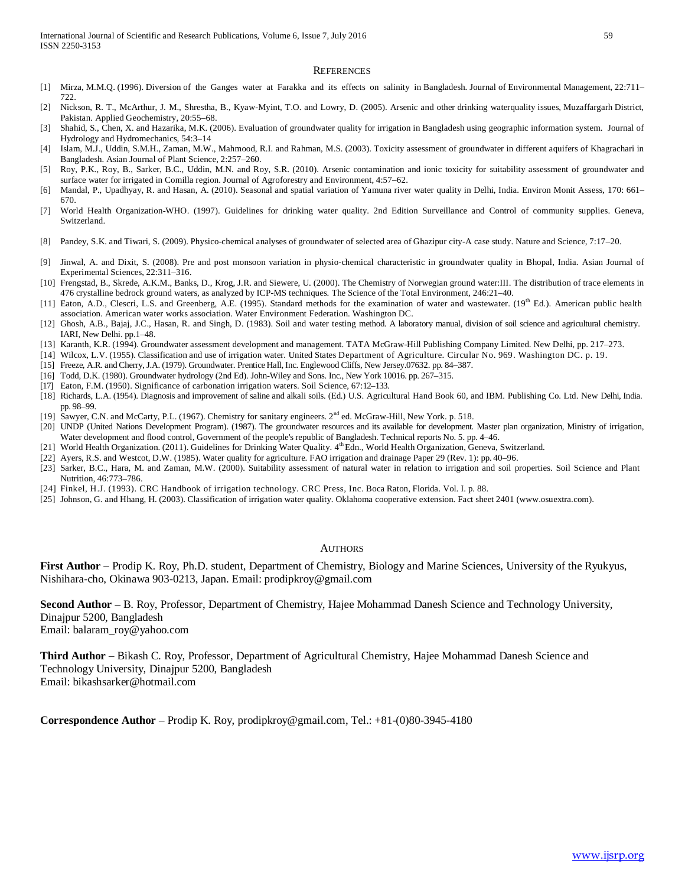## REFERENCES

[1] Mirza, M.M.Q. (1996). Diversion of the Ganges water at Farakka and its effects on salinity in Bangladesh. Journal of Environmental Management, 22:711–722.

[2] Nickson, R. T., McArthur, J. M., Shrestha, B., Kyaw-Myint, T.O. and Lowry, D. (2005). Arsenic and other drinking waterquality issues, Muzaffargarh District, Pakistan. Applied Geochemistry, 20:55–68.

[3] Shahid, S., Chen, X. and Hazarika, M.K. (2006). Evaluation of groundwater quality for irrigation in Bangladesh using geographic information system. Journal of Hydrology and Hydromechanics, 54:3–14

[4] Islam, M.J., Uddin, S.M.H., Zaman, M.W., Mahmood, R.I. and Rahman, M.S. (2003). Toxicity assessment of groundwater in different aquifers of Khagrachari in Bangladesh. Asian Journal of Plant Science, 2:257–260.

[5] Roy, P.K., Roy, B., Sarker, B.C., Uddin, M.N. and Roy, S.R. (2010). Arsenic contamination and ionic toxicity for suitability assessment of groundwater and surface water for irrigated in Comilla region. Journal of Agroforestry and Environment, 4:57–62.

[6] Mandal, P., Upadhyay, R. and Hasan, A. (2010). Seasonal and spatial variation of Yamuna river water quality in Delhi, India. Environ Monit Assess, 170: 661–670.

[7] World Health Organization-WHO. (1997). Guidelines for drinking water quality. 2nd Edition Surveillance and Control of community supplies. Geneva, Switzerland.

[8] Pandey, S.K. and Tiwari, S. (2009). Physico-chemical analyses of groundwater of selected area of Ghazipur city-A case study. Nature and Science, 7:17–20.

[9] Jinwal, A. and Dixit, S. (2008). Pre and post monsoon variation in physio-chemical characteristic in groundwater quality in Bhopal, India. Asian Journal of Experimental Sciences, 22:311–316.

[10] Frengstad, B., Skrede, A.K.M., Banks, D., Krog, J.R. and Siewere, U. (2000). The Chemistry of Norwegian ground water:III. The distribution of trace elements in 476 crystalline bedrock ground waters, as analyzed by ICP-MS techniques. The Science of the Total Environment, 246:21–40.

[11] Eaton, A.D., Clescri, L.S. and Greenberg, A.E. (1995). Standard methods for the examination of water and wastewater. (19th Ed.). American public health association. American water works association. Water Environment Federation. Washington DC.

[12] Ghosh, A.B., Bajaj, J.C., Hasan, R. and Singh, D. (1983). Soil and water testing method. A laboratory manual, division of soil science and agricultural chemistry. IARI, New Delhi. pp.1–48.

[13] Karanth, K.R. (1994). Groundwater assessment development and management. TATA McGraw-Hill Publishing Company Limited. New Delhi, pp. 217–273.

[14] Wilcox, L.V. (1955). Classification and use of irrigation water. United States Department of Agriculture. Circular No. 969. Washington DC. p. 19.

[15] Freeze, A.R. and Cherry, J.A. (1979). Groundwater. Prentice Hall, Inc. Englewood Cliffs, New Jersey.07632. pp. 84–387.

[16] Todd, D.K. (1980). Groundwater hydrology (2nd Ed). John-Wiley and Sons. Inc., New York 10016. pp. 267–315.

[17] Eaton, F.M. (1950). Significance of carbonation irrigation waters. Soil Science, 67:12–133.

[18] Richards, L.A. (1954). Diagnosis and improvement of saline and alkali soils. (Ed.) U.S. Agricultural Hand Book 60, and IBM. Publishing Co. Ltd. New Delhi, India. pp. 98–99.

[19] Sawyer, C.N. and McCarty, P.L. (1967). Chemistry for sanitary engineers. 2nd ed. McGraw-Hill, New York. p. 518.

[20] UNDP (United Nations Development Program). (1987). The groundwater resources and its available for development. Master plan organization, Ministry of irrigation, Water development and flood control, Government of the people's republic of Bangladesh. Technical reports No. 5. pp. 4–46.

[21] World Health Organization. (2011). Guidelines for Drinking Water Quality. 4th Edn., World Health Organization, Geneva, Switzerland.

[22] Ayers, R.S. and Westcot, D.W. (1985). Water quality for agriculture. FAO irrigation and drainage Paper 29 (Rev. 1): pp. 40–96.

[23] Sarker, B.C., Hara, M. and Zaman, M.W. (2000). Suitability assessment of natural water in relation to irrigation and soil properties. Soil Science and Plant Nutrition, 46:773–786.

[24] Finkel, H.J. (1993). CRC Handbook of irrigation technology. CRC Press, Inc. Boca Raton, Florida. Vol. I. p. 88.

[25] Johnson, G. and Hhang, H. (2003). Classification of irrigation water quality. Oklahoma cooperative extension. Fact sheet 2401 (www.osuextra.com).

## AUTHORS

**First Author** – Prodip K. Roy, Ph.D. student, Department of Chemistry, Biology and Marine Sciences, University of the Ryukyus, Nishihara-cho, Okinawa 903-0213, Japan. Email: prodipkroy@gmail.com

**Second Author** – B. Roy, Professor, Department of Chemistry, Hajee Mohammad Danesh Science and Technology University, Dinajpur 5200, Bangladesh
Email: balaram_roy@yahoo.com

**Third Author** – Bikash C. Roy, Professor, Department of Agricultural Chemistry, Hajee Mohammad Danesh Science and Technology University, Dinajpur 5200, Bangladesh
Email: bikashsarker@hotmail.com

**Correspondence Author** – Prodip K. Roy, prodipkroy@gmail.com, Tel.: +81-(0)80-3945-4180